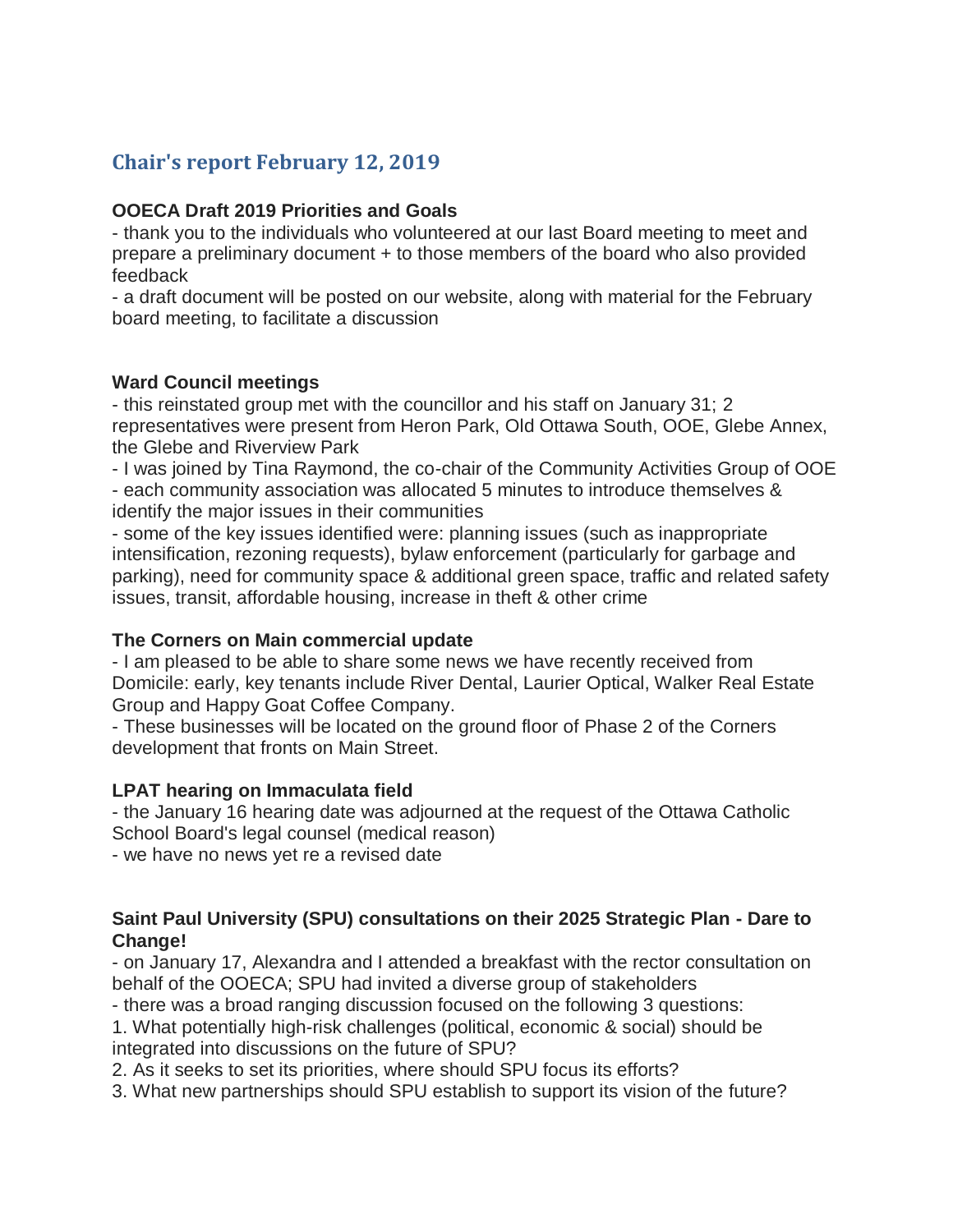## Chair's report February 12, 2019

**OOECA Draft 2019 Priorities and Goals**

- thank you to the individuals who volunteered at our last Board meeting to meet and prepare a preliminary document + to those members of the board who also provided feedback
- a draft document will be posted on our website, along with material for the February board meeting, to facilitate a discussion

**Ward Council meetings**

- this reinstated group met with the councillor and his staff on January 31; 2 representatives were present from Heron Park, Old Ottawa South, OOE, Glebe Annex, the Glebe and Riverview Park
- I was joined by Tina Raymond, the co-chair of the Community Activities Group of OOE
- each community association was allocated 5 minutes to introduce themselves & identify the major issues in their communities
- some of the key issues identified were: planning issues (such as inappropriate intensification, rezoning requests), bylaw enforcement (particularly for garbage and parking), need for community space & additional green space, traffic and related safety issues, transit, affordable housing, increase in theft & other crime

**The Corners on Main commercial update**

- I am pleased to be able to share some news we have recently received from Domicile: early, key tenants include River Dental, Laurier Optical, Walker Real Estate Group and Happy Goat Coffee Company.
- These businesses will be located on the ground floor of Phase 2 of the Corners development that fronts on Main Street.

**LPAT hearing on Immaculata field**

- the January 16 hearing date was adjourned at the request of the Ottawa Catholic School Board's legal counsel (medical reason)
- we have no news yet re a revised date

**Saint Paul University (SPU) consultations on their 2025 Strategic Plan - Dare to Change!**

- on January 17, Alexandra and I attended a breakfast with the rector consultation on behalf of the OOECA; SPU had invited a diverse group of stakeholders
- there was a broad ranging discussion focused on the following 3 questions:

1. What potentially high-risk challenges (political, economic & social) should be integrated into discussions on the future of SPU?
2. As it seeks to set its priorities, where should SPU focus its efforts?
3. What new partnerships should SPU establish to support its vision of the future?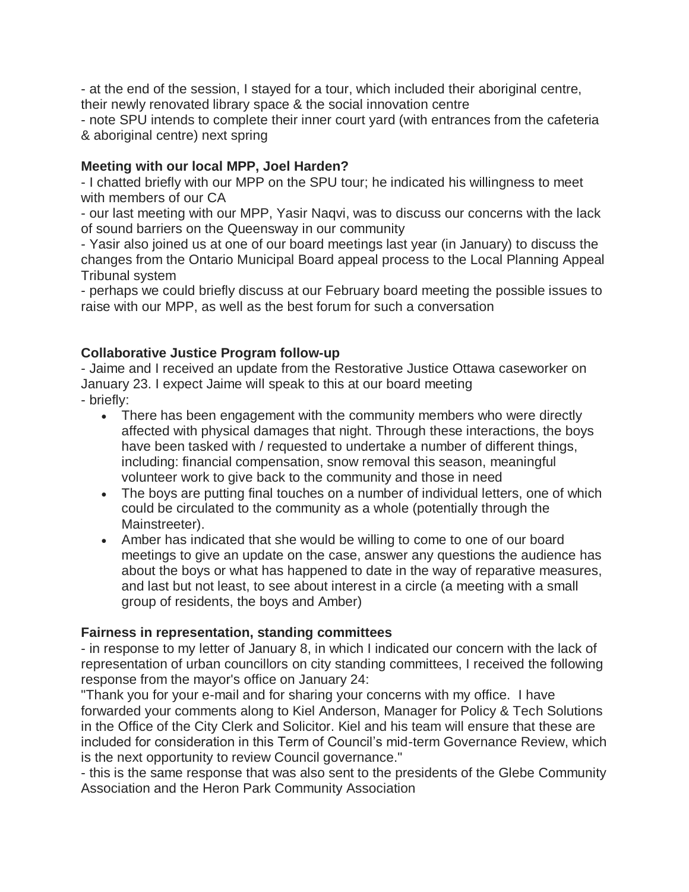- at the end of the session, I stayed for a tour, which included their aboriginal centre, their newly renovated library space & the social innovation centre
- note SPU intends to complete their inner court yard (with entrances from the cafeteria & aboriginal centre) next spring

**Meeting with our local MPP, Joel Harden?**

- I chatted briefly with our MPP on the SPU tour; he indicated his willingness to meet with members of our CA
- our last meeting with our MPP, Yasir Naqvi, was to discuss our concerns with the lack of sound barriers on the Queensway in our community
- Yasir also joined us at one of our board meetings last year (in January) to discuss the changes from the Ontario Municipal Board appeal process to the Local Planning Appeal Tribunal system
- perhaps we could briefly discuss at our February board meeting the possible issues to raise with our MPP, as well as the best forum for such a conversation

**Collaborative Justice Program follow-up**

- Jaime and I received an update from the Restorative Justice Ottawa caseworker on January 23. I expect Jaime will speak to this at our board meeting
- briefly:
    - There has been engagement with the community members who were directly affected with physical damages that night. Through these interactions, the boys have been tasked with / requested to undertake a number of different things, including: financial compensation, snow removal this season, meaningful volunteer work to give back to the community and those in need
    - The boys are putting final touches on a number of individual letters, one of which could be circulated to the community as a whole (potentially through the Mainstreeter).
    - Amber has indicated that she would be willing to come to one of our board meetings to give an update on the case, answer any questions the audience has about the boys or what has happened to date in the way of reparative measures, and last but not least, to see about interest in a circle (a meeting with a small group of residents, the boys and Amber)

**Fairness in representation, standing committees**

- in response to my letter of January 8, in which I indicated our concern with the lack of representation of urban councillors on city standing committees, I received the following response from the mayor's office on January 24:
"Thank you for your e-mail and for sharing your concerns with my office. I have forwarded your comments along to Kiel Anderson, Manager for Policy & Tech Solutions in the Office of the City Clerk and Solicitor. Kiel and his team will ensure that these are included for consideration in this Term of Council's mid-term Governance Review, which is the next opportunity to review Council governance."
- this is the same response that was also sent to the presidents of the Glebe Community Association and the Heron Park Community Association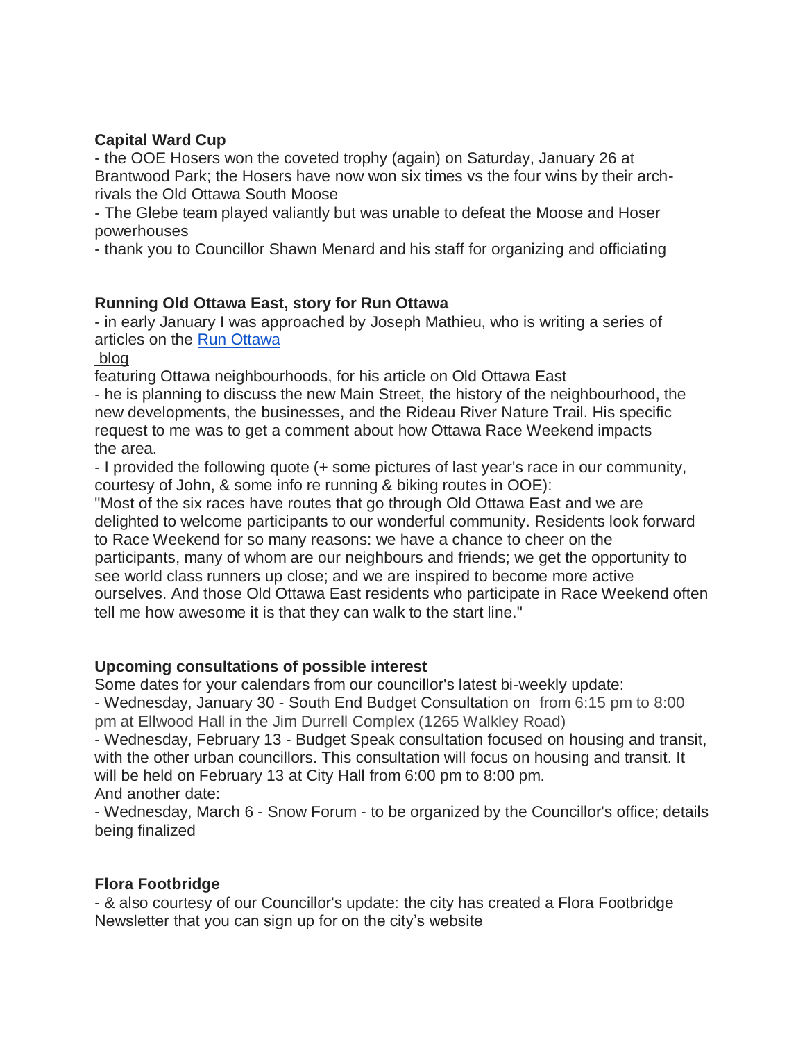**Capital Ward Cup**

- the OOE Hosers won the coveted trophy (again) on Saturday, January 26 at Brantwood Park; the Hosers have now won six times vs the four wins by their arch-rivals the Old Ottawa South Moose
- The Glebe team played valiantly but was unable to defeat the Moose and Hoser powerhouses
- thank you to Councillor Shawn Menard and his staff for organizing and officiating

**Running Old Ottawa East, story for Run Ottawa**

- in early January I was approached by Joseph Mathieu, who is writing a series of articles on the Run Ottawa blog featuring Ottawa neighbourhoods, for his article on Old Ottawa East
- he is planning to discuss the new Main Street, the history of the neighbourhood, the new developments, the businesses, and the Rideau River Nature Trail. His specific request to me was to get a comment about how Ottawa Race Weekend impacts the area.
- I provided the following quote (+ some pictures of last year's race in our community, courtesy of John, & some info re running & biking routes in OOE):

"Most of the six races have routes that go through Old Ottawa East and we are delighted to welcome participants to our wonderful community. Residents look forward to Race Weekend for so many reasons: we have a chance to cheer on the participants, many of whom are our neighbours and friends; we get the opportunity to see world class runners up close; and we are inspired to become more active ourselves. And those Old Ottawa East residents who participate in Race Weekend often tell me how awesome it is that they can walk to the start line."

**Upcoming consultations of possible interest**

Some dates for your calendars from our councillor's latest bi-weekly update:

- Wednesday, January 30 - South End Budget Consultation on from 6:15 pm to 8:00 pm at Ellwood Hall in the Jim Durrell Complex (1265 Walkley Road)
- Wednesday, February 13 - Budget Speak consultation focused on housing and transit, with the other urban councillors. This consultation will focus on housing and transit. It will be held on February 13 at City Hall from 6:00 pm to 8:00 pm.

And another date:

- Wednesday, March 6 - Snow Forum - to be organized by the Councillor's office; details being finalized

**Flora Footbridge**

- & also courtesy of our Councillor's update: the city has created a Flora Footbridge Newsletter that you can sign up for on the city's website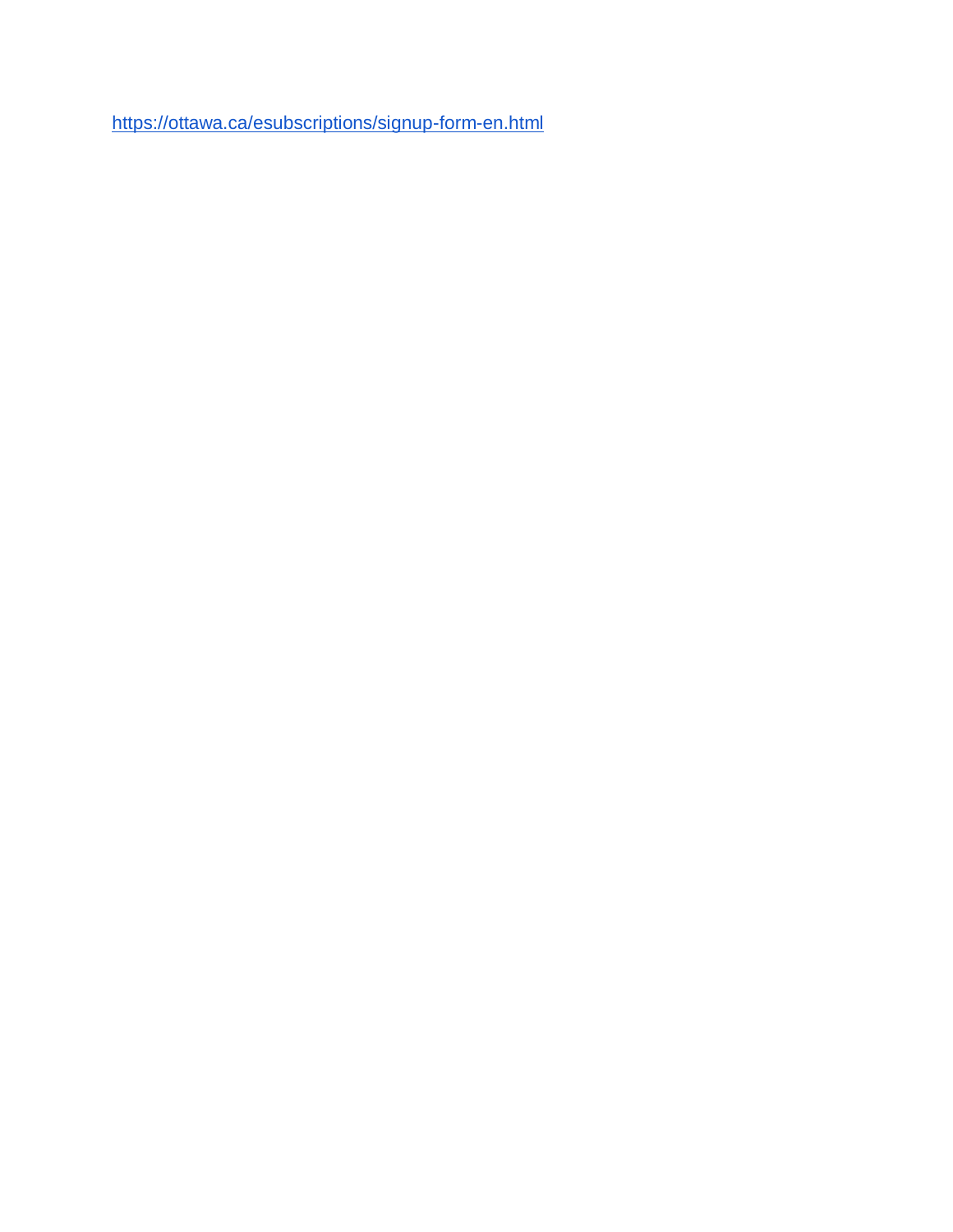https://ottawa.ca/esubscriptions/signup-form-en.html